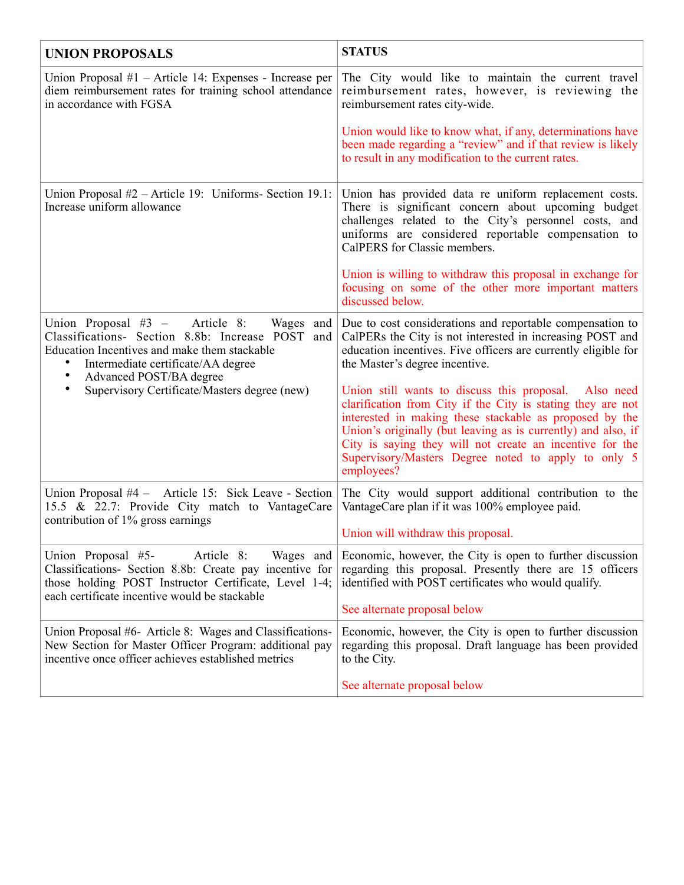| UNION PROPOSALS | STATUS |
|---|---|
| Union Proposal #1 – Article 14: Expenses - Increase per diem reimbursement rates for training school attendance in accordance with FGSA | The City would like to maintain the current travel reimbursement rates, however, is reviewing the reimbursement rates city-wide.<br><br>Union would like to know what, if any, determinations have been made regarding a "review" and if that review is likely to result in any modification to the current rates. |
| Union Proposal #2 – Article 19: Uniforms- Section 19.1: Increase uniform allowance | Union has provided data re uniform replacement costs. There is significant concern about upcoming budget challenges related to the City's personnel costs, and uniforms are considered reportable compensation to CalPERS for Classic members.<br><br>Union is willing to withdraw this proposal in exchange for focusing on some of the other more important matters discussed below. |
| Union Proposal #3 – Article 8: Wages and Classifications- Section 8.8b: Increase POST and Education Incentives and make them stackable<br>• Intermediate certificate/AA degree<br>• Advanced POST/BA degree<br>• Supervisory Certificate/Masters degree (new) | Due to cost considerations and reportable compensation to CalPERs the City is not interested in increasing POST and education incentives. Five officers are currently eligible for the Master's degree incentive.<br><br>Union still wants to discuss this proposal. Also need clarification from City if the City is stating they are not interested in making these stackable as proposed by the Union's originally (but leaving as is currently) and also, if City is saying they will not create an incentive for the Supervisory/Masters Degree noted to apply to only 5 employees? |
| Union Proposal #4 – Article 15: Sick Leave - Section 15.5 & 22.7: Provide City match to VantageCare contribution of 1% gross earnings | The City would support additional contribution to the VantageCare plan if it was 100% employee paid.<br><br>Union will withdraw this proposal. |
| Union Proposal #5- Article 8: Wages and Classifications- Section 8.8b: Create pay incentive for those holding POST Instructor Certificate, Level 1-4; each certificate incentive would be stackable | Economic, however, the City is open to further discussion regarding this proposal. Presently there are 15 officers identified with POST certificates who would qualify.<br><br>See alternate proposal below |
| Union Proposal #6- Article 8: Wages and Classifications- New Section for Master Officer Program: additional pay incentive once officer achieves established metrics | Economic, however, the City is open to further discussion regarding this proposal. Draft language has been provided to the City.<br><br>See alternate proposal below |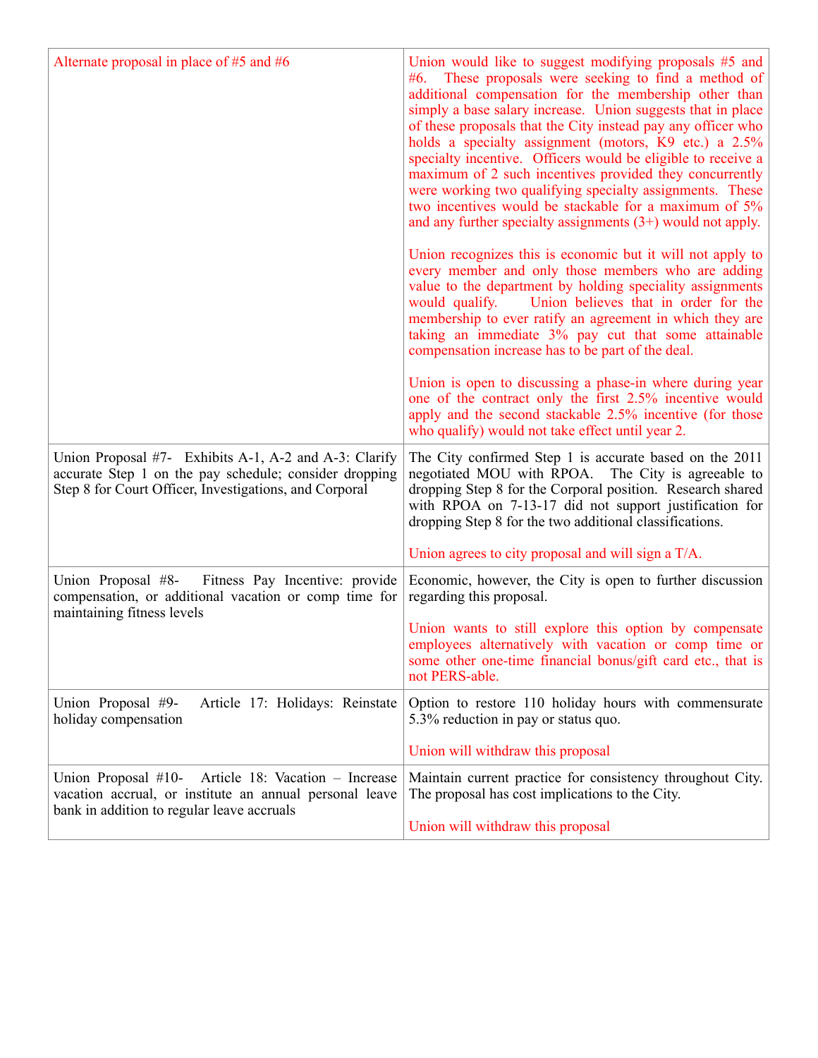| | |
|---|---|
| Alternate proposal in place of #5 and #6 | Union would like to suggest modifying proposals #5 and #6. These proposals were seeking to find a method of additional compensation for the membership other than simply a base salary increase. Union suggests that in place of these proposals that the City instead pay any officer who holds a specialty assignment (motors, K9 etc.) a 2.5% specialty incentive. Officers would be eligible to receive a maximum of 2 such incentives provided they concurrently were working two qualifying specialty assignments. These two incentives would be stackable for a maximum of 5% and any further specialty assignments (3+) would not apply.<br><br>Union recognizes this is economic but it will not apply to every member and only those members who are adding value to the department by holding speciality assignments would qualify. Union believes that in order for the membership to ever ratify an agreement in which they are taking an immediate 3% pay cut that some attainable compensation increase has to be part of the deal.<br><br>Union is open to discussing a phase-in where during year one of the contract only the first 2.5% incentive would apply and the second stackable 2.5% incentive (for those who qualify) would not take effect until year 2. |
| Union Proposal #7- Exhibits A-1, A-2 and A-3: Clarify accurate Step 1 on the pay schedule; consider dropping Step 8 for Court Officer, Investigations, and Corporal | The City confirmed Step 1 is accurate based on the 2011 negotiated MOU with RPOA. The City is agreeable to dropping Step 8 for the Corporal position. Research shared with RPOA on 7-13-17 did not support justification for dropping Step 8 for the two additional classifications.<br><br>Union agrees to city proposal and will sign a T/A. |
| Union Proposal #8- Fitness Pay Incentive: provide compensation, or additional vacation or comp time for maintaining fitness levels | Economic, however, the City is open to further discussion regarding this proposal.<br><br>Union wants to still explore this option by compensate employees alternatively with vacation or comp time or some other one-time financial bonus/gift card etc., that is not PERS-able. |
| Union Proposal #9- Article 17: Holidays: Reinstate holiday compensation | Option to restore 110 holiday hours with commensurate 5.3% reduction in pay or status quo.<br><br>Union will withdraw this proposal |
| Union Proposal #10- Article 18: Vacation – Increase vacation accrual, or institute an annual personal leave bank in addition to regular leave accruals | Maintain current practice for consistency throughout City. The proposal has cost implications to the City.<br><br>Union will withdraw this proposal |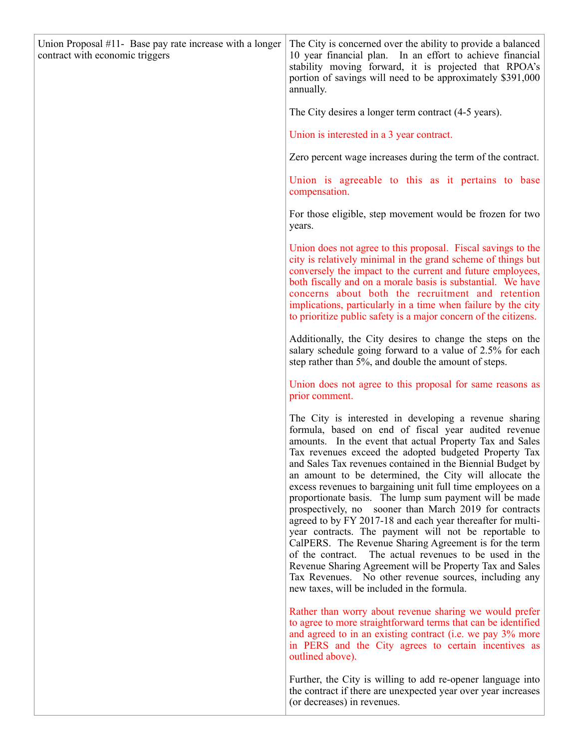| Union Proposal #11- Base pay rate increase with a longer contract with economic triggers | The City is concerned over the ability to provide a balanced 10 year financial plan. In an effort to achieve financial stability moving forward, it is projected that RPOA's portion of savings will need to be approximately $391,000 annually.<br><br>The City desires a longer term contract (4-5 years).<br><br>Union is interested in a 3 year contract.<br><br>Zero percent wage increases during the term of the contract.<br><br>Union is agreeable to this as it pertains to base compensation.<br><br>For those eligible, step movement would be frozen for two years.<br><br>Union does not agree to this proposal. Fiscal savings to the city is relatively minimal in the grand scheme of things but conversely the impact to the current and future employees, both fiscally and on a morale basis is substantial. We have concerns about both the recruitment and retention implications, particularly in a time when failure by the city to prioritize public safety is a major concern of the citizens.<br><br>Additionally, the City desires to change the steps on the salary schedule going forward to a value of 2.5% for each step rather than 5%, and double the amount of steps.<br><br>Union does not agree to this proposal for same reasons as prior comment.<br><br>The City is interested in developing a revenue sharing formula, based on end of fiscal year audited revenue amounts. In the event that actual Property Tax and Sales Tax revenues exceed the adopted budgeted Property Tax and Sales Tax revenues contained in the Biennial Budget by an amount to be determined, the City will allocate the excess revenues to bargaining unit full time employees on a proportionate basis. The lump sum payment will be made prospectively, no sooner than March 2019 for contracts agreed to by FY 2017-18 and each year thereafter for multi-year contracts. The payment will not be reportable to CalPERS. The Revenue Sharing Agreement is for the term of the contract. The actual revenues to be used in the Revenue Sharing Agreement will be Property Tax and Sales Tax Revenues. No other revenue sources, including any new taxes, will be included in the formula.<br><br>Rather than worry about revenue sharing we would prefer to agree to more straightforward terms that can be identified and agreed to in an existing contract (i.e. we pay 3% more in PERS and the City agrees to certain incentives as outlined above).<br><br>Further, the City is willing to add re-opener language into the contract if there are unexpected year over year increases (or decreases) in revenues. |
|---|---|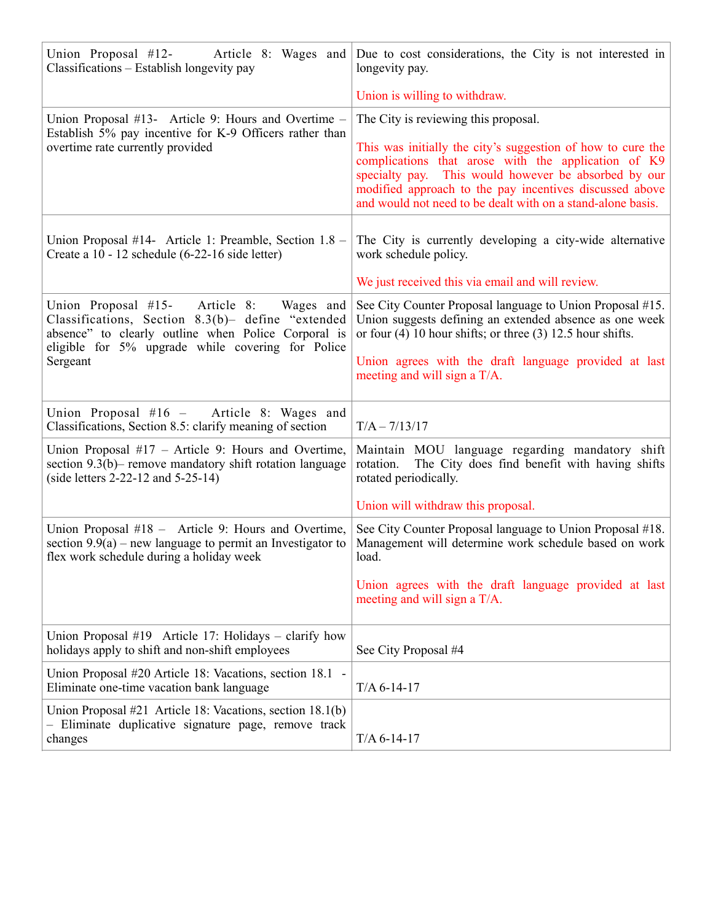| | |
|---|---|
| Union Proposal #12- Article 8: Wages and Classifications – Establish longevity pay | Due to cost considerations, the City is not interested in longevity pay.<br><br>Union is willing to withdraw. |
| Union Proposal #13- Article 9: Hours and Overtime – Establish 5% pay incentive for K-9 Officers rather than overtime rate currently provided | The City is reviewing this proposal.<br><br>This was initially the city's suggestion of how to cure the complications that arose with the application of K9 specialty pay. This would however be absorbed by our modified approach to the pay incentives discussed above and would not need to be dealt with on a stand-alone basis. |
| Union Proposal #14- Article 1: Preamble, Section 1.8 – Create a 10 - 12 schedule (6-22-16 side letter) | The City is currently developing a city-wide alternative work schedule policy.<br><br>We just received this via email and will review. |
| Union Proposal #15- Article 8: Wages and Classifications, Section 8.3(b)– define "extended absence" to clearly outline when Police Corporal is eligible for 5% upgrade while covering for Police Sergeant | See City Counter Proposal language to Union Proposal #15. Union suggests defining an extended absence as one week or four (4) 10 hour shifts; or three (3) 12.5 hour shifts.<br><br>Union agrees with the draft language provided at last meeting and will sign a T/A. |
| Union Proposal #16 – Article 8: Wages and Classifications, Section 8.5: clarify meaning of section | T/A – 7/13/17 |
| Union Proposal #17 – Article 9: Hours and Overtime, section 9.3(b)– remove mandatory shift rotation language (side letters 2-22-12 and 5-25-14) | Maintain MOU language regarding mandatory shift rotation. The City does find benefit with having shifts rotated periodically.<br><br>Union will withdraw this proposal. |
| Union Proposal #18 – Article 9: Hours and Overtime, section 9.9(a) – new language to permit an Investigator to flex work schedule during a holiday week | See City Counter Proposal language to Union Proposal #18. Management will determine work schedule based on work load.<br><br>Union agrees with the draft language provided at last meeting and will sign a T/A. |
| Union Proposal #19 Article 17: Holidays – clarify how holidays apply to shift and non-shift employees | See City Proposal #4 |
| Union Proposal #20 Article 18: Vacations, section 18.1 - Eliminate one-time vacation bank language | T/A 6-14-17 |
| Union Proposal #21 Article 18: Vacations, section 18.1(b) – Eliminate duplicative signature page, remove track changes | T/A 6-14-17 |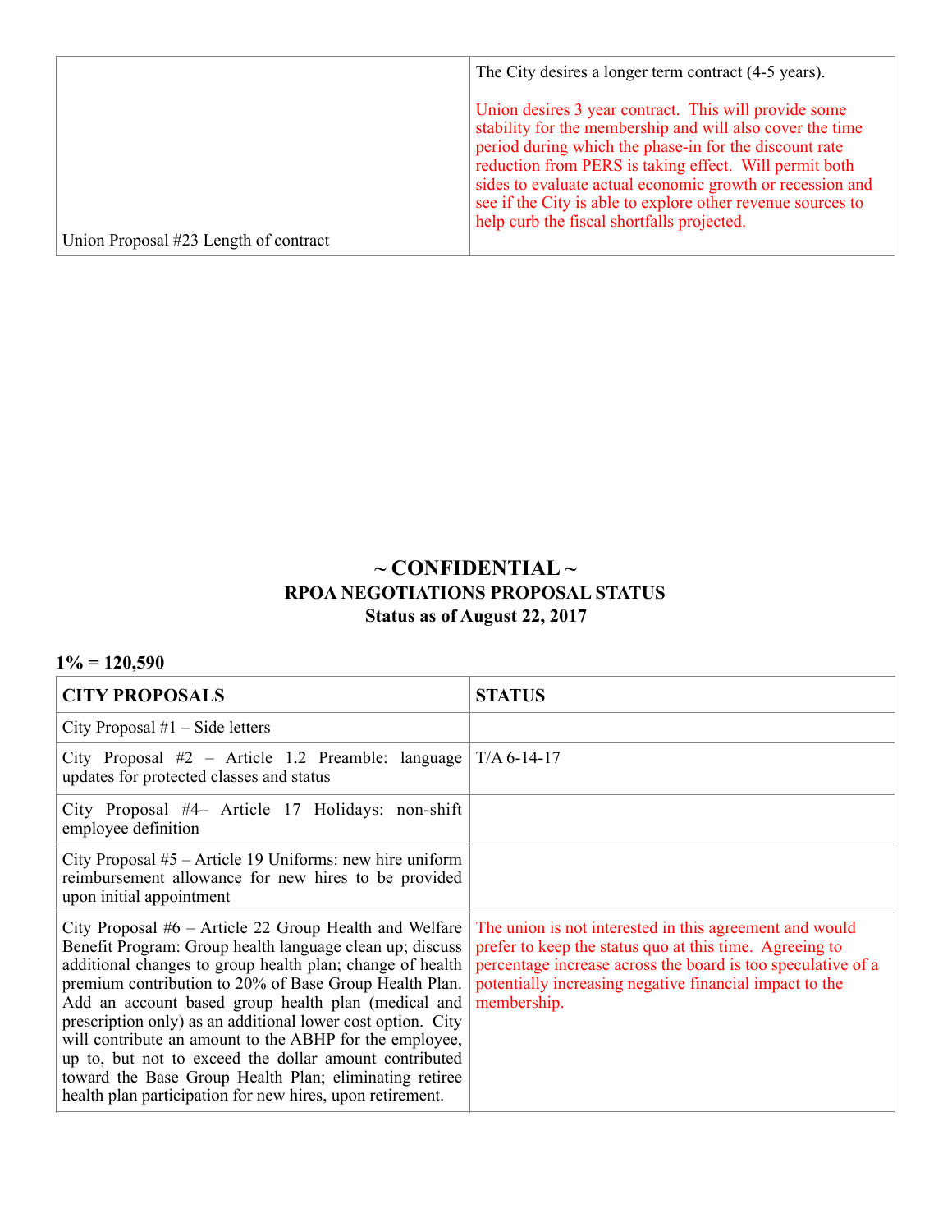| | |
|---|---|
| Union Proposal #23 Length of contract | The City desires a longer term contract (4-5 years).<br><br>Union desires 3 year contract. This will provide some stability for the membership and will also cover the time period during which the phase-in for the discount rate reduction from PERS is taking effect. Will permit both sides to evaluate actual economic growth or recession and see if the City is able to explore other revenue sources to help curb the fiscal shortfalls projected. |

## ~ CONFIDENTIAL ~

### RPOA NEGOTIATIONS PROPOSAL STATUS

### Status as of August 22, 2017

**1% = 120,590**

| CITY PROPOSALS | STATUS |
|---|---|
| City Proposal #1 – Side letters | |
| City Proposal #2 – Article 1.2 Preamble: language updates for protected classes and status | T/A 6-14-17 |
| City Proposal #4– Article 17 Holidays: non-shift employee definition | |
| City Proposal #5 – Article 19 Uniforms: new hire uniform reimbursement allowance for new hires to be provided upon initial appointment | |
| City Proposal #6 – Article 22 Group Health and Welfare Benefit Program: Group health language clean up; discuss additional changes to group health plan; change of health premium contribution to 20% of Base Group Health Plan. Add an account based group health plan (medical and prescription only) as an additional lower cost option. City will contribute an amount to the ABHP for the employee, up to, but not to exceed the dollar amount contributed toward the Base Group Health Plan; eliminating retiree health plan participation for new hires, upon retirement. | The union is not interested in this agreement and would prefer to keep the status quo at this time. Agreeing to percentage increase across the board is too speculative of a potentially increasing negative financial impact to the membership. |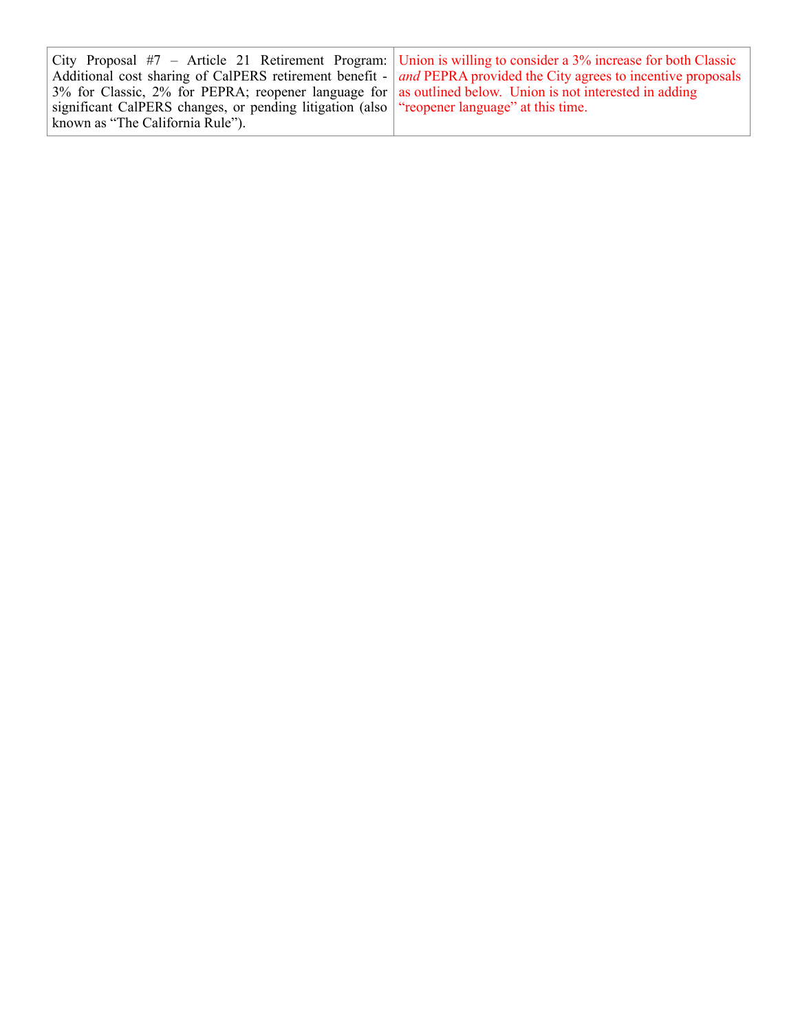| | |
|---|---|
| City Proposal #7 – Article 21 Retirement Program: Additional cost sharing of CalPERS retirement benefit - 3% for Classic, 2% for PEPRA; reopener language for significant CalPERS changes, or pending litigation (also known as “The California Rule”). | Union is willing to consider a 3% increase for both Classic *and* PEPRA provided the City agrees to incentive proposals as outlined below. Union is not interested in adding “reopener language” at this time. |